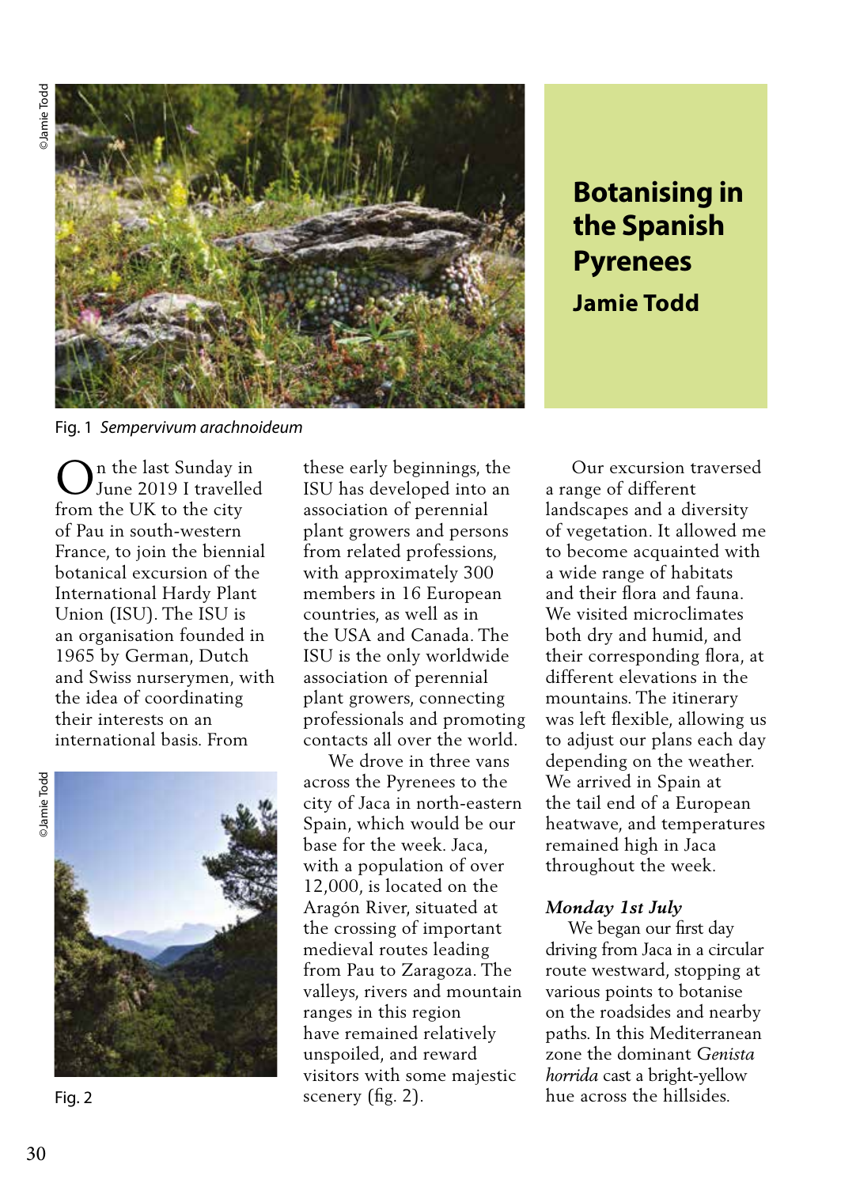# Botanising in the Spanish Pyrenees

**Jamie Todd**

©Jamie Todd

Fig. 1 *Sempervivum arachnoideum*

On the last Sunday in June 2019 I travelled from the UK to the city of Pau in south-western France, to join the biennial botanical excursion of the International Hardy Plant Union (ISU). The ISU is an organisation founded in 1965 by German, Dutch and Swiss nurserymen, with the idea of coordinating their interests on an international basis. From these early beginnings, the ISU has developed into an association of perennial plant growers and persons from related professions, with approximately 300 members in 16 European countries, as well as in the USA and Canada. The ISU is the only worldwide association of perennial plant growers, connecting professionals and promoting contacts all over the world.

We drove in three vans across the Pyrenees to the city of Jaca in north-eastern Spain, which would be our base for the week. Jaca, with a population of over 12,000, is located on the Aragón River, situated at the crossing of important medieval routes leading from Pau to Zaragoza. The valleys, rivers and mountain ranges in this region have remained relatively unspoiled, and reward visitors with some majestic scenery (fig. 2).

©Jamie Todd

Fig. 2

Our excursion traversed a range of different landscapes and a diversity of vegetation. It allowed me to become acquainted with a wide range of habitats and their flora and fauna. We visited microclimates both dry and humid, and their corresponding flora, at different elevations in the mountains. The itinerary was left flexible, allowing us to adjust our plans each day depending on the weather. We arrived in Spain at the tail end of a European heatwave, and temperatures remained high in Jaca throughout the week.

### *Monday 1st July*

We began our first day driving from Jaca in a circular route westward, stopping at various points to botanise on the roadsides and nearby paths. In this Mediterranean zone the dominant *Genista horrida* cast a bright-yellow hue across the hillsides.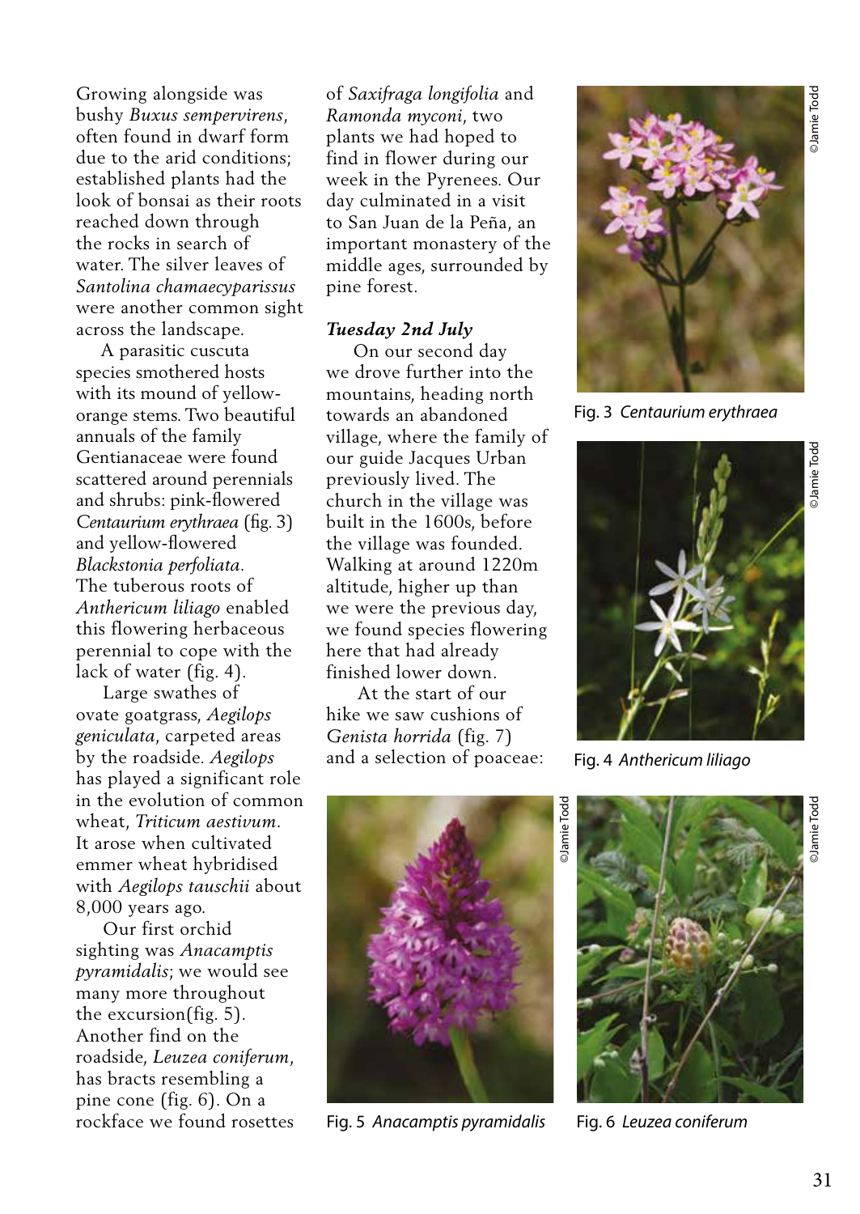Growing alongside was bushy *Buxus sempervirens*, often found in dwarf form due to the arid conditions; established plants had the look of bonsai as their roots reached down through the rocks in search of water. The silver leaves of *Santolina chamaecyparissus* were another common sight across the landscape.

A parasitic cuscuta species smothered hosts with its mound of yellow-orange stems. Two beautiful annuals of the family Gentianaceae were found scattered around perennials and shrubs: pink-flowered *Centaurium erythraea* (fig. 3) and yellow-flowered *Blackstonia perfoliata*. The tuberous roots of *Anthericum liliago* enabled this flowering herbaceous perennial to cope with the lack of water (fig. 4).

Large swathes of ovate goatgrass, *Aegilops geniculata*, carpeted areas by the roadside. *Aegilops* has played a significant role in the evolution of common wheat, *Triticum aestivum*. It arose when cultivated emmer wheat hybridised with *Aegilops tauschii* about 8,000 years ago.

Our first orchid sighting was *Anacamptis pyramidalis*; we would see many more throughout the excursion(fig. 5). Another find on the roadside, *Leuzea coniferum*, has bracts resembling a pine cone (fig. 6). On a rockface we found rosettes of *Saxifraga longifolia* and *Ramonda myconi*, two plants we had hoped to find in flower during our week in the Pyrenees. Our day culminated in a visit to San Juan de la Peña, an important monastery of the middle ages, surrounded by pine forest.

***Tuesday 2nd July***

On our second day we drove further into the mountains, heading north towards an abandoned village, where the family of our guide Jacques Urban previously lived. The church in the village was built in the 1600s, before the village was founded. Walking at around 1220m altitude, higher up than we were the previous day, we found species flowering here that had already finished lower down.

At the start of our hike we saw cushions of *Genista horrida* (fig. 7) and a selection of poaceae:

Fig. 3 *Centaurium erythraea* ©Jamie Todd

Fig. 4 *Anthericum liliago* ©Jamie Todd

Fig. 5 *Anacamptis pyramidalis* ©Jamie Todd

Fig. 6 *Leuzea coniferum* ©Jamie Todd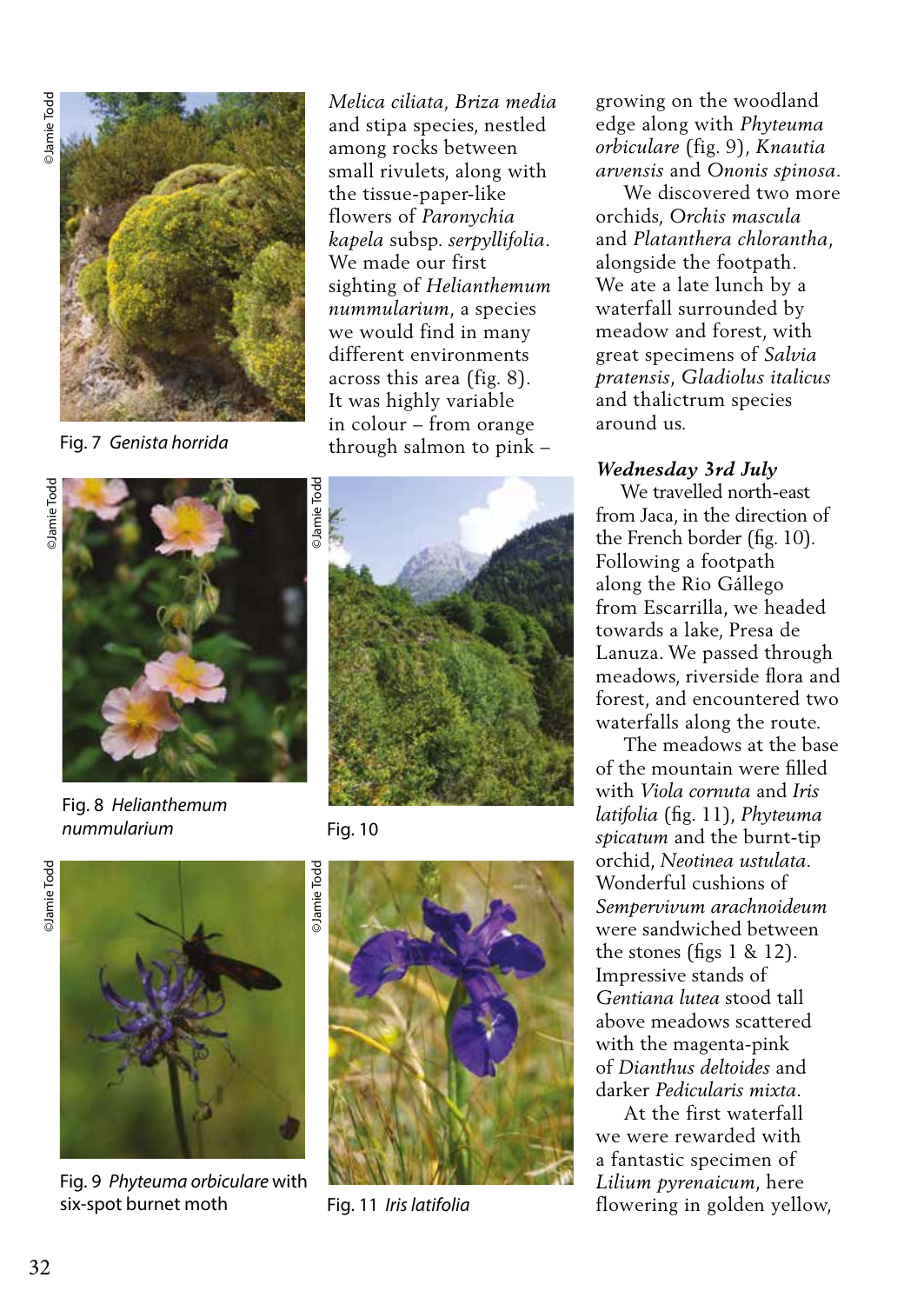*Melica ciliata*, *Briza media* and stipa species, nestled among rocks between small rivulets, along with the tissue-paper-like flowers of *Paronychia kapela* subsp. *serpyllifolia*. We made our first sighting of *Helianthemum nummularium*, a species we would find in many different environments across this area (fig. 8). It was highly variable in colour – from orange through salmon to pink – growing on the woodland edge along with *Phyteuma orbiculare* (fig. 9), *Knautia arvensis* and *Ononis spinosa*.

We discovered two more orchids, *Orchis mascula* and *Platanthera chlorantha*, alongside the footpath. We ate a late lunch by a waterfall surrounded by meadow and forest, with great specimens of *Salvia pratensis*, *Gladiolus italicus* and thalictrum species around us.

Fig. 7 *Genista horrida*

Fig. 8 *Helianthemum nummularium*

Fig. 10

Fig. 9 *Phyteuma orbiculare* with six-spot burnet moth

Fig. 11 *Iris latifolia*

### *Wednesday 3rd July*

We travelled north-east from Jaca, in the direction of the French border (fig. 10). Following a footpath along the Rio Gállego from Escarrilla, we headed towards a lake, Presa de Lanuza. We passed through meadows, riverside flora and forest, and encountered two waterfalls along the route.

The meadows at the base of the mountain were filled with *Viola cornuta* and *Iris latifolia* (fig. 11), *Phyteuma spicatum* and the burnt-tip orchid, *Neotinea ustulata*. Wonderful cushions of *Sempervivum arachnoideum* were sandwiched between the stones (figs 1 & 12). Impressive stands of *Gentiana lutea* stood tall above meadows scattered with the magenta-pink of *Dianthus deltoides* and darker *Pedicularis mixta*.

At the first waterfall we were rewarded with a fantastic specimen of *Lilium pyrenaicum*, here flowering in golden yellow,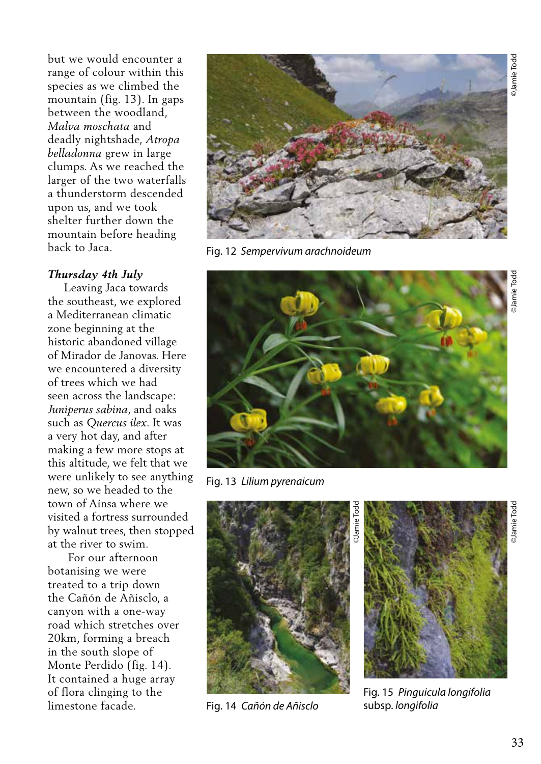but we would encounter a range of colour within this species as we climbed the mountain (fig. 13). In gaps between the woodland, *Malva moschata* and deadly nightshade, *Atropa belladonna* grew in large clumps. As we reached the larger of the two waterfalls a thunderstorm descended upon us, and we took shelter further down the mountain before heading back to Jaca.

### *Thursday 4th July*

Leaving Jaca towards the southeast, we explored a Mediterranean climatic zone beginning at the historic abandoned village of Mirador de Janovas. Here we encountered a diversity of trees which we had seen across the landscape: *Juniperus sabina*, and oaks such as *Quercus ilex*. It was a very hot day, and after making a few more stops at this altitude, we felt that we were unlikely to see anything new, so we headed to the town of Aínsa where we visited a fortress surrounded by walnut trees, then stopped at the river to swim.

For our afternoon botanising we were treated to a trip down the Cañón de Añisclo, a canyon with a one-way road which stretches over 20km, forming a breach in the south slope of Monte Perdido (fig. 14). It contained a huge array of flora clinging to the limestone facade.

Fig. 12 *Sempervivum arachnoideum*

Fig. 13 *Lilium pyrenaicum*

Fig. 14 *Cañón de Añisclo*

Fig. 15 *Pinguicula longifolia* subsp. *longifolia*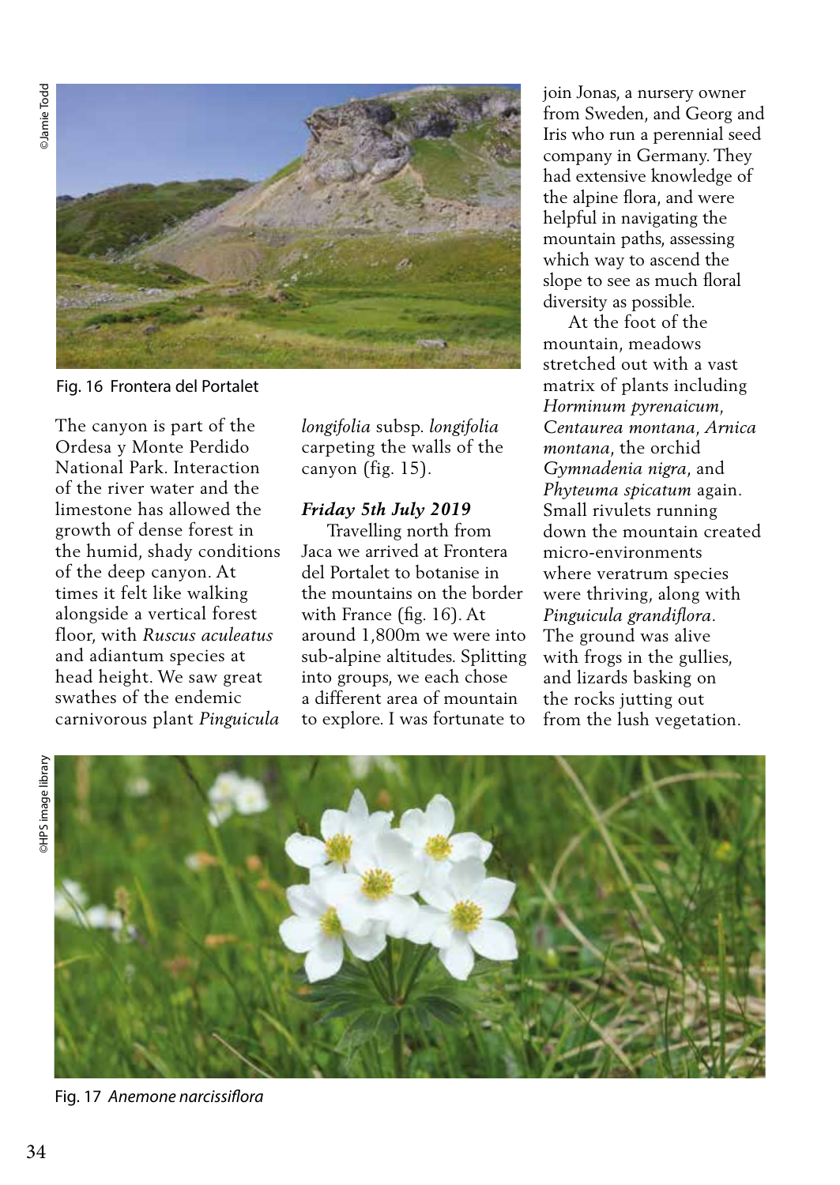Fig. 16 Frontera del Portalet

The canyon is part of the Ordesa y Monte Perdido National Park. Interaction of the river water and the limestone has allowed the growth of dense forest in the humid, shady conditions of the deep canyon. At times it felt like walking alongside a vertical forest floor, with *Ruscus aculeatus* and adiantum species at head height. We saw great swathes of the endemic carnivorous plant *Pinguicula longifolia* subsp. *longifolia* carpeting the walls of the canyon (fig. 15).

***Friday 5th July 2019***

Travelling north from Jaca we arrived at Frontera del Portalet to botanise in the mountains on the border with France (fig. 16). At around 1,800m we were into sub-alpine altitudes. Splitting into groups, we each chose a different area of mountain to explore. I was fortunate to join Jonas, a nursery owner from Sweden, and Georg and Iris who run a perennial seed company in Germany. They had extensive knowledge of the alpine flora, and were helpful in navigating the mountain paths, assessing which way to ascend the slope to see as much floral diversity as possible.

At the foot of the mountain, meadows stretched out with a vast matrix of plants including *Horminum pyrenaicum*, *Centaurea montana*, *Arnica montana*, the orchid *Gymnadenia nigra*, and *Phyteuma spicatum* again. Small rivulets running down the mountain created micro-environments where veratrum species were thriving, along with *Pinguicula grandiflora*. The ground was alive with frogs in the gullies, and lizards basking on the rocks jutting out from the lush vegetation.

Fig. 17 *Anemone narcissiflora*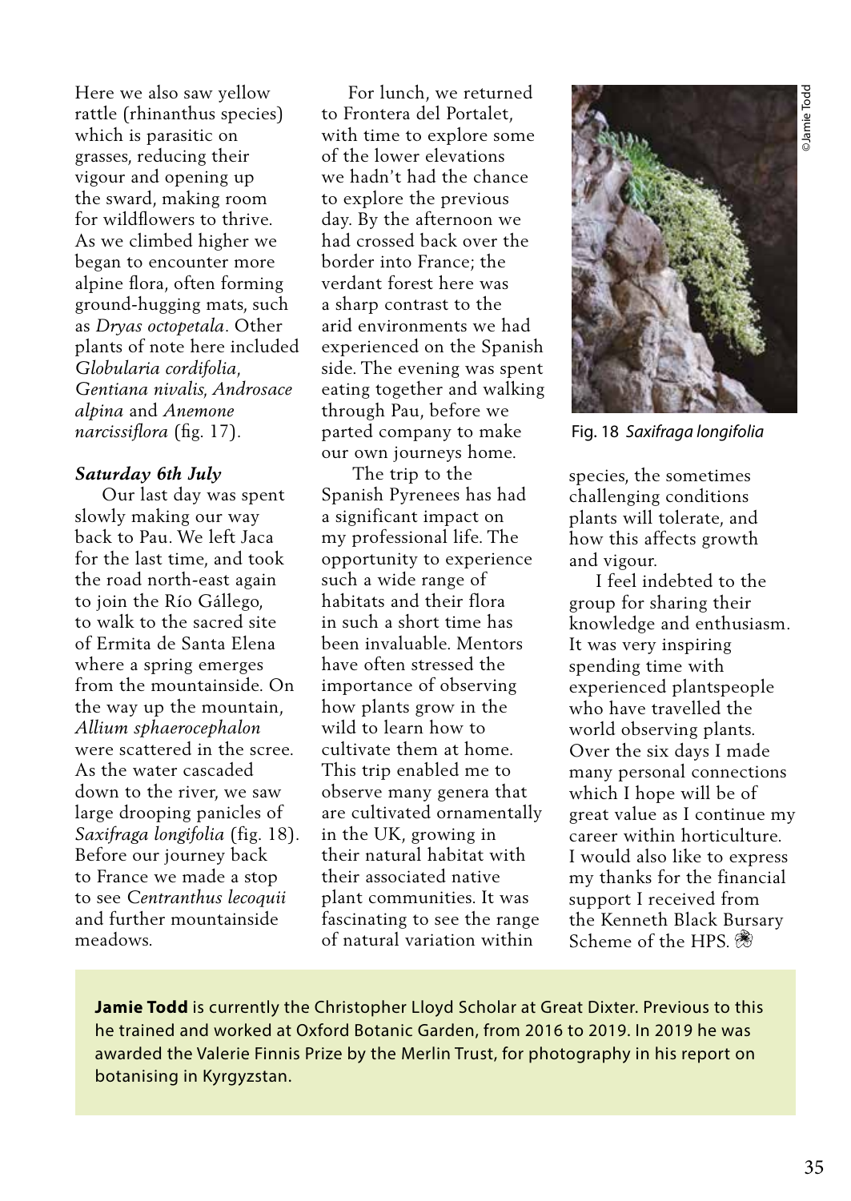Here we also saw yellow rattle (rhinanthus species) which is parasitic on grasses, reducing their vigour and opening up the sward, making room for wildflowers to thrive. As we climbed higher we began to encounter more alpine flora, often forming ground-hugging mats, such as *Dryas octopetala*. Other plants of note here included *Globularia cordifolia*, *Gentiana nivalis*, *Androsace alpina* and *Anemone narcissiflora* (fig. 17).

### *Saturday 6th July*

Our last day was spent slowly making our way back to Pau. We left Jaca for the last time, and took the road north-east again to join the Río Gállego, to walk to the sacred site of Ermita de Santa Elena where a spring emerges from the mountainside. On the way up the mountain, *Allium sphaerocephalon* were scattered in the scree. As the water cascaded down to the river, we saw large drooping panicles of *Saxifraga longifolia* (fig. 18). Before our journey back to France we made a stop to see *Centranthus lecoquii* and further mountainside meadows.

For lunch, we returned to Frontera del Portalet, with time to explore some of the lower elevations we hadn't had the chance to explore the previous day. By the afternoon we had crossed back over the border into France; the verdant forest here was a sharp contrast to the arid environments we had experienced on the Spanish side. The evening was spent eating together and walking through Pau, before we parted company to make our own journeys home.

The trip to the Spanish Pyrenees has had a significant impact on my professional life. The opportunity to experience such a wide range of habitats and their flora in such a short time has been invaluable. Mentors have often stressed the importance of observing how plants grow in the wild to learn how to cultivate them at home. This trip enabled me to observe many genera that are cultivated ornamentally in the UK, growing in their natural habitat with their associated native plant communities. It was fascinating to see the range of natural variation within species, the sometimes challenging conditions plants will tolerate, and how this affects growth and vigour.

©Jamie Todd

Fig. 18 *Saxifraga longifolia*

I feel indebted to the group for sharing their knowledge and enthusiasm. It was very inspiring spending time with experienced plantspeople who have travelled the world observing plants. Over the six days I made many personal connections which I hope will be of great value as I continue my career within horticulture. I would also like to express my thanks for the financial support I received from the Kenneth Black Bursary Scheme of the HPS.

**Jamie Todd** is currently the Christopher Lloyd Scholar at Great Dixter. Previous to this he trained and worked at Oxford Botanic Garden, from 2016 to 2019. In 2019 he was awarded the Valerie Finnis Prize by the Merlin Trust, for photography in his report on botanising in Kyrgyzstan.